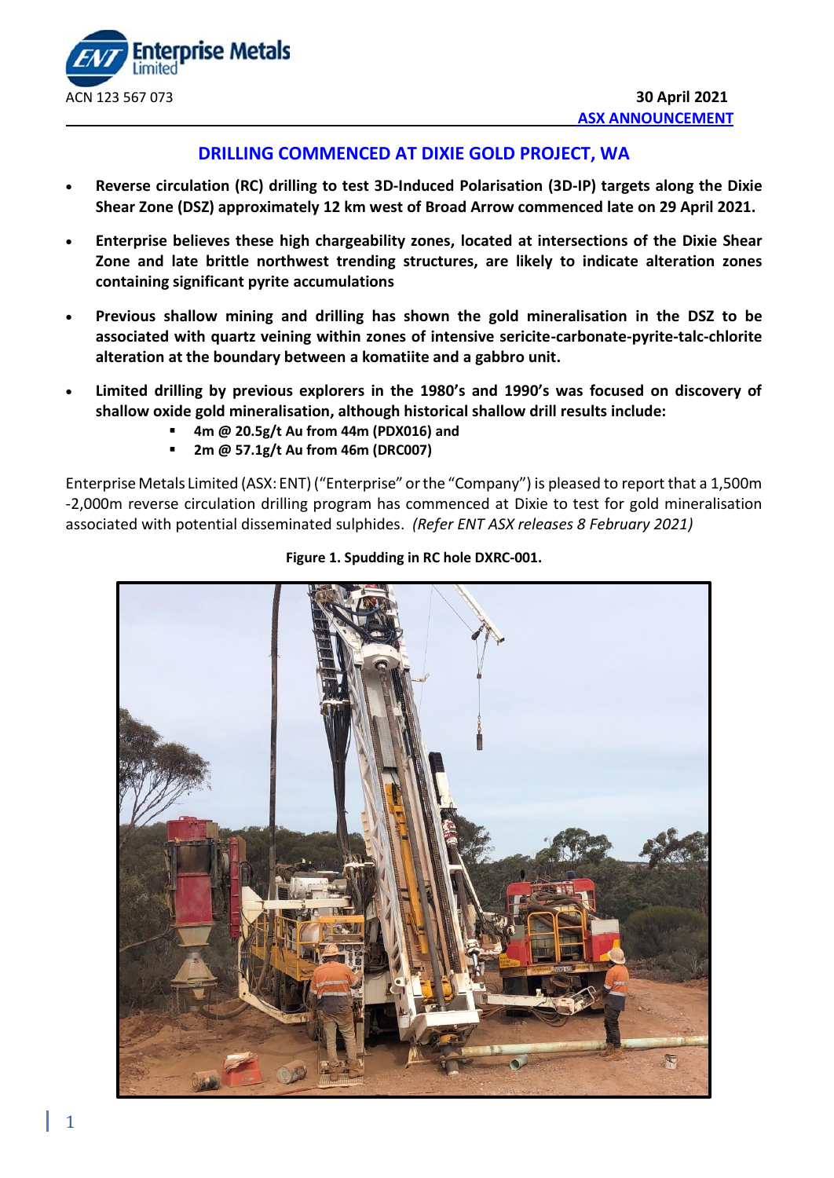Enterprise Metals Limited

ACN 123 567 073

**30 April 2021**
**ASX ANNOUNCEMENT**

# DRILLING COMMENCED AT DIXIE GOLD PROJECT, WA

- **Reverse circulation (RC) drilling to test 3D-Induced Polarisation (3D-IP) targets along the Dixie Shear Zone (DSZ) approximately 12 km west of Broad Arrow commenced late on 29 April 2021.**
- **Enterprise believes these high chargeability zones, located at intersections of the Dixie Shear Zone and late brittle northwest trending structures, are likely to indicate alteration zones containing significant pyrite accumulations**
- **Previous shallow mining and drilling has shown the gold mineralisation in the DSZ to be associated with quartz veining within zones of intensive sericite-carbonate-pyrite-talc-chlorite alteration at the boundary between a komatiite and a gabbro unit.**
- **Limited drilling by previous explorers in the 1980's and 1990's was focused on discovery of shallow oxide gold mineralisation, although historical shallow drill results include:**
  - **4m @ 20.5g/t Au from 44m (PDX016) and**
  - **2m @ 57.1g/t Au from 46m (DRC007)**

Enterprise Metals Limited (ASX: ENT) ("Enterprise" or the "Company") is pleased to report that a 1,500m -2,000m reverse circulation drilling program has commenced at Dixie to test for gold mineralisation associated with potential disseminated sulphides. *(Refer ENT ASX releases 8 February 2021)*

**Figure 1. Spudding in RC hole DXRC-001.**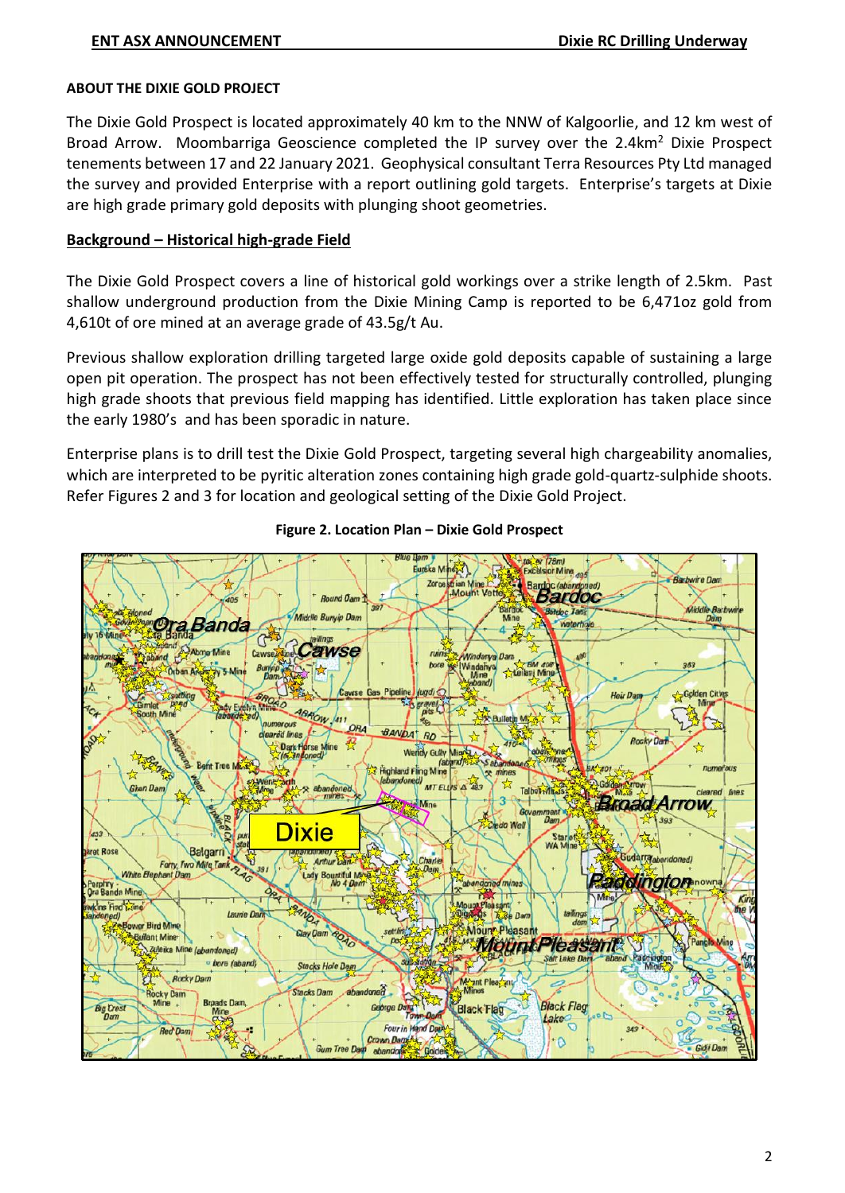## ABOUT THE DIXIE GOLD PROJECT

The Dixie Gold Prospect is located approximately 40 km to the NNW of Kalgoorlie, and 12 km west of Broad Arrow. Moombarriga Geoscience completed the IP survey over the 2.4km$^2$ Dixie Prospect tenements between 17 and 22 January 2021. Geophysical consultant Terra Resources Pty Ltd managed the survey and provided Enterprise with a report outlining gold targets. Enterprise's targets at Dixie are high grade primary gold deposits with plunging shoot geometries.

### Background – Historical high-grade Field

The Dixie Gold Prospect covers a line of historical gold workings over a strike length of 2.5km. Past shallow underground production from the Dixie Mining Camp is reported to be 6,471oz gold from 4,610t of ore mined at an average grade of 43.5g/t Au.

Previous shallow exploration drilling targeted large oxide gold deposits capable of sustaining a large open pit operation. The prospect has not been effectively tested for structurally controlled, plunging high grade shoots that previous field mapping has identified. Little exploration has taken place since the early 1980's and has been sporadic in nature.

Enterprise plans is to drill test the Dixie Gold Prospect, targeting several high chargeability anomalies, which are interpreted to be pyritic alteration zones containing high grade gold-quartz-sulphide shoots. Refer Figures 2 and 3 for location and geological setting of the Dixie Gold Project.

**Figure 2. Location Plan – Dixie Gold Prospect**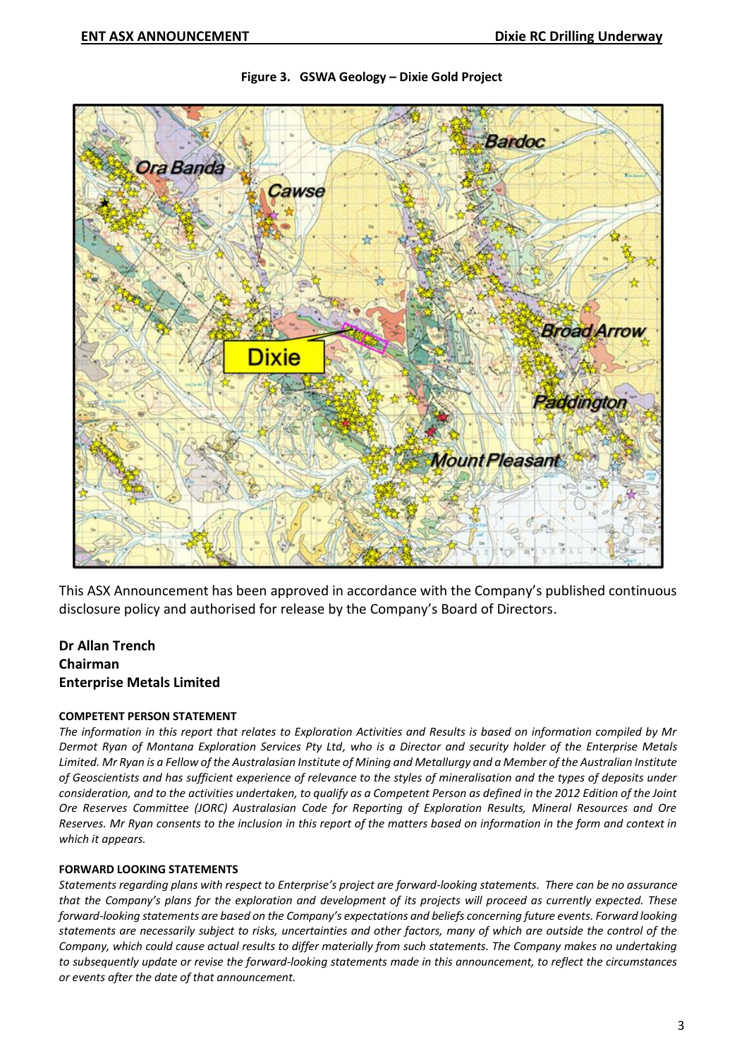**Figure 3. GSWA Geology – Dixie Gold Project**

Bardoc
Ora Banda
Cawse
Broad Arrow
Dixie
Paddington
Mount Pleasant

This ASX Announcement has been approved in accordance with the Company's published continuous disclosure policy and authorised for release by the Company's Board of Directors.

**Dr Allan Trench**
**Chairman**
**Enterprise Metals Limited**

**COMPETENT PERSON STATEMENT**

*The information in this report that relates to Exploration Activities and Results is based on information compiled by Mr Dermot Ryan of Montana Exploration Services Pty Ltd, who is a Director and security holder of the Enterprise Metals Limited. Mr Ryan is a Fellow of the Australasian Institute of Mining and Metallurgy and a Member of the Australian Institute of Geoscientists and has sufficient experience of relevance to the styles of mineralisation and the types of deposits under consideration, and to the activities undertaken, to qualify as a Competent Person as defined in the 2012 Edition of the Joint Ore Reserves Committee (JORC) Australasian Code for Reporting of Exploration Results, Mineral Resources and Ore Reserves. Mr Ryan consents to the inclusion in this report of the matters based on information in the form and context in which it appears.*

**FORWARD LOOKING STATEMENTS**

*Statements regarding plans with respect to Enterprise's project are forward-looking statements. There can be no assurance that the Company's plans for the exploration and development of its projects will proceed as currently expected. These forward-looking statements are based on the Company's expectations and beliefs concerning future events. Forward looking statements are necessarily subject to risks, uncertainties and other factors, many of which are outside the control of the Company, which could cause actual results to differ materially from such statements. The Company makes no undertaking to subsequently update or revise the forward-looking statements made in this announcement, to reflect the circumstances or events after the date of that announcement.*